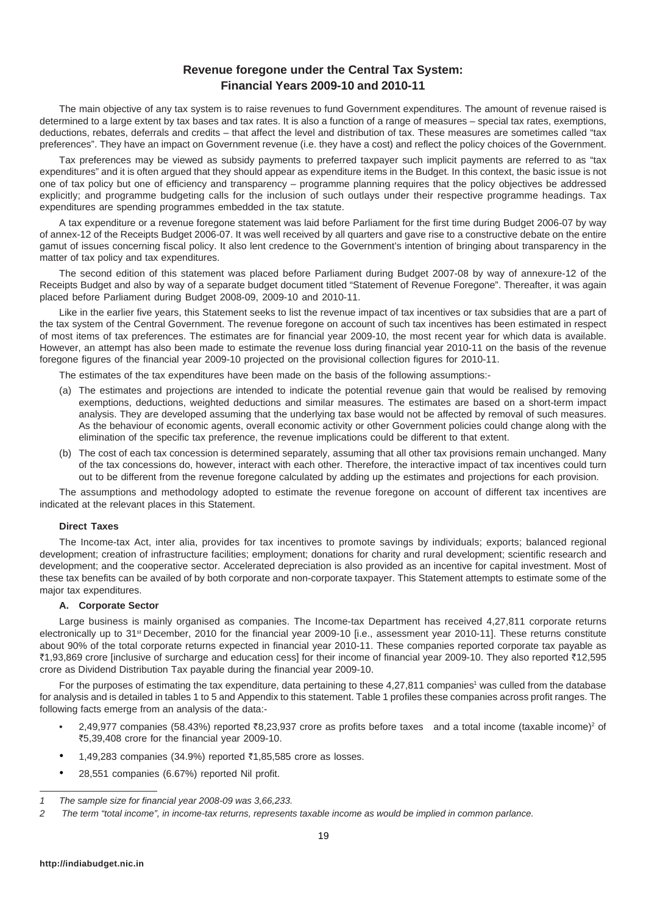# Revenue foregone under the Central Tax System: Financial Years 2009-10 and 2010-11

The main objective of any tax system is to raise revenues to fund Government expenditures. The amount of revenue raised is determined to a large extent by tax bases and tax rates. It is also a function of a range of measures – special tax rates, exemptions, deductions, rebates, deferrals and credits – that affect the level and distribution of tax. These measures are sometimes called "tax preferences". They have an impact on Government revenue (i.e. they have a cost) and reflect the policy choices of the Government.

Tax preferences may be viewed as subsidy payments to preferred taxpayer such implicit payments are referred to as "tax expenditures" and it is often argued that they should appear as expenditure items in the Budget. In this context, the basic issue is not one of tax policy but one of efficiency and transparency – programme planning requires that the policy objectives be addressed explicitly; and programme budgeting calls for the inclusion of such outlays under their respective programme headings. Tax expenditures are spending programmes embedded in the tax statute.

A tax expenditure or a revenue foregone statement was laid before Parliament for the first time during Budget 2006-07 by way of annex-12 of the Receipts Budget 2006-07. It was well received by all quarters and gave rise to a constructive debate on the entire gamut of issues concerning fiscal policy. It also lent credence to the Government's intention of bringing about transparency in the matter of tax policy and tax expenditures.

The second edition of this statement was placed before Parliament during Budget 2007-08 by way of annexure-12 of the Receipts Budget and also by way of a separate budget document titled "Statement of Revenue Foregone". Thereafter, it was again placed before Parliament during Budget 2008-09, 2009-10 and 2010-11.

Like in the earlier five years, this Statement seeks to list the revenue impact of tax incentives or tax subsidies that are a part of the tax system of the Central Government. The revenue foregone on account of such tax incentives has been estimated in respect of most items of tax preferences. The estimates are for financial year 2009-10, the most recent year for which data is available. However, an attempt has also been made to estimate the revenue loss during financial year 2010-11 on the basis of the revenue foregone figures of the financial year 2009-10 projected on the provisional collection figures for 2010-11.

The estimates of the tax expenditures have been made on the basis of the following assumptions:-

(a) The estimates and projections are intended to indicate the potential revenue gain that would be realised by removing exemptions, deductions, weighted deductions and similar measures. The estimates are based on a short-term impact analysis. They are developed assuming that the underlying tax base would not be affected by removal of such measures. As the behaviour of economic agents, overall economic activity or other Government policies could change along with the elimination of the specific tax preference, the revenue implications could be different to that extent.

(b) The cost of each tax concession is determined separately, assuming that all other tax provisions remain unchanged. Many of the tax concessions do, however, interact with each other. Therefore, the interactive impact of tax incentives could turn out to be different from the revenue foregone calculated by adding up the estimates and projections for each provision.

The assumptions and methodology adopted to estimate the revenue foregone on account of different tax incentives are indicated at the relevant places in this Statement.

### Direct Taxes

The Income-tax Act, inter alia, provides for tax incentives to promote savings by individuals; exports; balanced regional development; creation of infrastructure facilities; employment; donations for charity and rural development; scientific research and development; and the cooperative sector. Accelerated depreciation is also provided as an incentive for capital investment. Most of these tax benefits can be availed of by both corporate and non-corporate taxpayer. This Statement attempts to estimate some of the major tax expenditures.

#### A. Corporate Sector

Large business is mainly organised as companies. The Income-tax Department has received 4,27,811 corporate returns electronically up to 31st December, 2010 for the financial year 2009-10 [i.e., assessment year 2010-11]. These returns constitute about 90% of the total corporate returns expected in financial year 2010-11. These companies reported corporate tax payable as ₹1,93,869 crore [inclusive of surcharge and education cess] for their income of financial year 2009-10. They also reported ₹12,595 crore as Dividend Distribution Tax payable during the financial year 2009-10.

For the purposes of estimating the tax expenditure, data pertaining to these 4,27,811 companies[1] was culled from the database for analysis and is detailed in tables 1 to 5 and Appendix to this statement. Table 1 profiles these companies across profit ranges. The following facts emerge from an analysis of the data:-

- 2,49,977 companies (58.43%) reported ₹8,23,937 crore as profits before taxes and a total income (taxable income)[2] of ₹5,39,408 crore for the financial year 2009-10.
- 1,49,283 companies (34.9%) reported ₹1,85,585 crore as losses.
- 28,551 companies (6.67%) reported Nil profit.

---

*1 The sample size for financial year 2008-09 was 3,66,233.*

*2 The term "total income", in income-tax returns, represents taxable income as would be implied in common parlance.*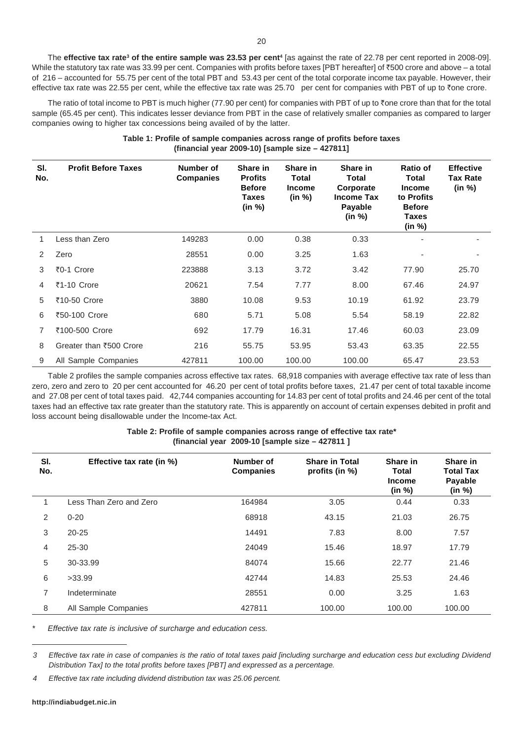The **effective tax rate[3] of the entire sample was 23.53 per cent[4]** [as against the rate of 22.78 per cent reported in 2008-09]. While the statutory tax rate was 33.99 per cent. Companies with profits before taxes [PBT hereafter] of ₹500 crore and above – a total of 216 – accounted for 55.75 per cent of the total PBT and 53.43 per cent of the total corporate income tax payable. However, their effective tax rate was 22.55 per cent, while the effective tax rate was 25.70 per cent for companies with PBT of up to ₹one crore.

The ratio of total income to PBT is much higher (77.90 per cent) for companies with PBT of up to ₹one crore than that for the total sample (65.45 per cent). This indicates lesser deviance from PBT in the case of relatively smaller companies as compared to larger companies owing to higher tax concessions being availed of by the latter.

**Table 1: Profile of sample companies across range of profits before taxes (financial year 2009-10) [sample size – 427811]**

| Sl. No. | Profit Before Taxes | Number of Companies | Share in Profits Before Taxes (in %) | Share in Total Income (in %) | Share in Total Corporate Income Tax Payable (in %) | Ratio of Total Income to Profits Before Taxes (in %) | Effective Tax Rate (in %) |
|---|---|---|---|---|---|---|---|
| 1 | Less than Zero | 149283 | 0.00 | 0.38 | 0.33 | - | - |
| 2 | Zero | 28551 | 0.00 | 3.25 | 1.63 | - | - |
| 3 | ₹0-1 Crore | 223888 | 3.13 | 3.72 | 3.42 | 77.90 | 25.70 |
| 4 | ₹1-10 Crore | 20621 | 7.54 | 7.77 | 8.00 | 67.46 | 24.97 |
| 5 | ₹10-50 Crore | 3880 | 10.08 | 9.53 | 10.19 | 61.92 | 23.79 |
| 6 | ₹50-100 Crore | 680 | 5.71 | 5.08 | 5.54 | 58.19 | 22.82 |
| 7 | ₹100-500 Crore | 692 | 17.79 | 16.31 | 17.46 | 60.03 | 23.09 |
| 8 | Greater than ₹500 Crore | 216 | 55.75 | 53.95 | 53.43 | 63.35 | 22.55 |
| 9 | All Sample Companies | 427811 | 100.00 | 100.00 | 100.00 | 65.47 | 23.53 |

Table 2 profiles the sample companies across effective tax rates. 68,918 companies with average effective tax rate of less than zero, zero and zero to 20 per cent accounted for 46.20 per cent of total profits before taxes, 21.47 per cent of total taxable income and 27.08 per cent of total taxes paid. 42,744 companies accounting for 14.83 per cent of total profits and 24.46 per cent of the total taxes had an effective tax rate greater than the statutory rate. This is apparently on account of certain expenses debited in profit and loss account being disallowable under the Income-tax Act.

**Table 2: Profile of sample companies across range of effective tax rate* (financial year 2009-10 [sample size – 427811 ]**

| Sl. No. | Effective tax rate (in %) | Number of Companies | Share in Total profits (in %) | Share in Total Income (in %) | Share in Total Tax Payable (in %) |
|---|---|---|---|---|---|
| 1 | Less Than Zero and Zero | 164984 | 3.05 | 0.44 | 0.33 |
| 2 | 0-20 | 68918 | 43.15 | 21.03 | 26.75 |
| 3 | 20-25 | 14491 | 7.83 | 8.00 | 7.57 |
| 4 | 25-30 | 24049 | 15.46 | 18.97 | 17.79 |
| 5 | 30-33.99 | 84074 | 15.66 | 22.77 | 21.46 |
| 6 | >33.99 | 42744 | 14.83 | 25.53 | 24.46 |
| 7 | Indeterminate | 28551 | 0.00 | 3.25 | 1.63 |
| 8 | All Sample Companies | 427811 | 100.00 | 100.00 | 100.00 |

* *Effective tax rate is inclusive of surcharge and education cess.*

3 *Effective tax rate in case of companies is the ratio of total taxes paid [including surcharge and education cess but excluding Dividend Distribution Tax] to the total profits before taxes [PBT] and expressed as a percentage.*

4 *Effective tax rate including dividend distribution tax was 25.06 percent.*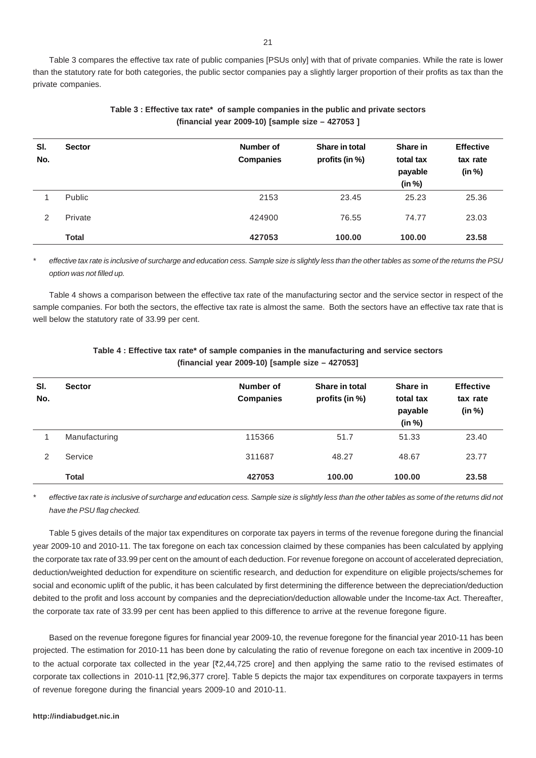Table 3 compares the effective tax rate of public companies [PSUs only] with that of private companies. While the rate is lower than the statutory rate for both categories, the public sector companies pay a slightly larger proportion of their profits as tax than the private companies.

**Table 3 : Effective tax rate* of sample companies in the public and private sectors (financial year 2009-10) [sample size – 427053 ]**

| Sl. No. | Sector | Number of Companies | Share in total profits (in %) | Share in total tax payable (in %) | Effective tax rate (in %) |
|---|---|---|---|---|---|
| 1 | Public | 2153 | 23.45 | 25.23 | 25.36 |
| 2 | Private | 424900 | 76.55 | 74.77 | 23.03 |
| | **Total** | **427053** | **100.00** | **100.00** | **23.58** |

\* *effective tax rate is inclusive of surcharge and education cess. Sample size is slightly less than the other tables as some of the returns the PSU option was not filled up.*

Table 4 shows a comparison between the effective tax rate of the manufacturing sector and the service sector in respect of the sample companies. For both the sectors, the effective tax rate is almost the same. Both the sectors have an effective tax rate that is well below the statutory rate of 33.99 per cent.

**Table 4 : Effective tax rate* of sample companies in the manufacturing and service sectors (financial year 2009-10) [sample size – 427053]**

| Sl. No. | Sector | Number of Companies | Share in total profits (in %) | Share in total tax payable (in %) | Effective tax rate (in %) |
|---|---|---|---|---|---|
| 1 | Manufacturing | 115366 | 51.7 | 51.33 | 23.40 |
| 2 | Service | 311687 | 48.27 | 48.67 | 23.77 |
| | **Total** | **427053** | **100.00** | **100.00** | **23.58** |

\* *effective tax rate is inclusive of surcharge and education cess. Sample size is slightly less than the other tables as some of the returns did not have the PSU flag checked.*

Table 5 gives details of the major tax expenditures on corporate tax payers in terms of the revenue foregone during the financial year 2009-10 and 2010-11. The tax foregone on each tax concession claimed by these companies has been calculated by applying the corporate tax rate of 33.99 per cent on the amount of each deduction. For revenue foregone on account of accelerated depreciation, deduction/weighted deduction for expenditure on scientific research, and deduction for expenditure on eligible projects/schemes for social and economic uplift of the public, it has been calculated by first determining the difference between the depreciation/deduction debited to the profit and loss account by companies and the depreciation/deduction allowable under the Income-tax Act. Thereafter, the corporate tax rate of 33.99 per cent has been applied to this difference to arrive at the revenue foregone figure.

Based on the revenue foregone figures for financial year 2009-10, the revenue foregone for the financial year 2010-11 has been projected. The estimation for 2010-11 has been done by calculating the ratio of revenue foregone on each tax incentive in 2009-10 to the actual corporate tax collected in the year [₹2,44,725 crore] and then applying the same ratio to the revised estimates of corporate tax collections in 2010-11 [₹2,96,377 crore]. Table 5 depicts the major tax expenditures on corporate taxpayers in terms of revenue foregone during the financial years 2009-10 and 2010-11.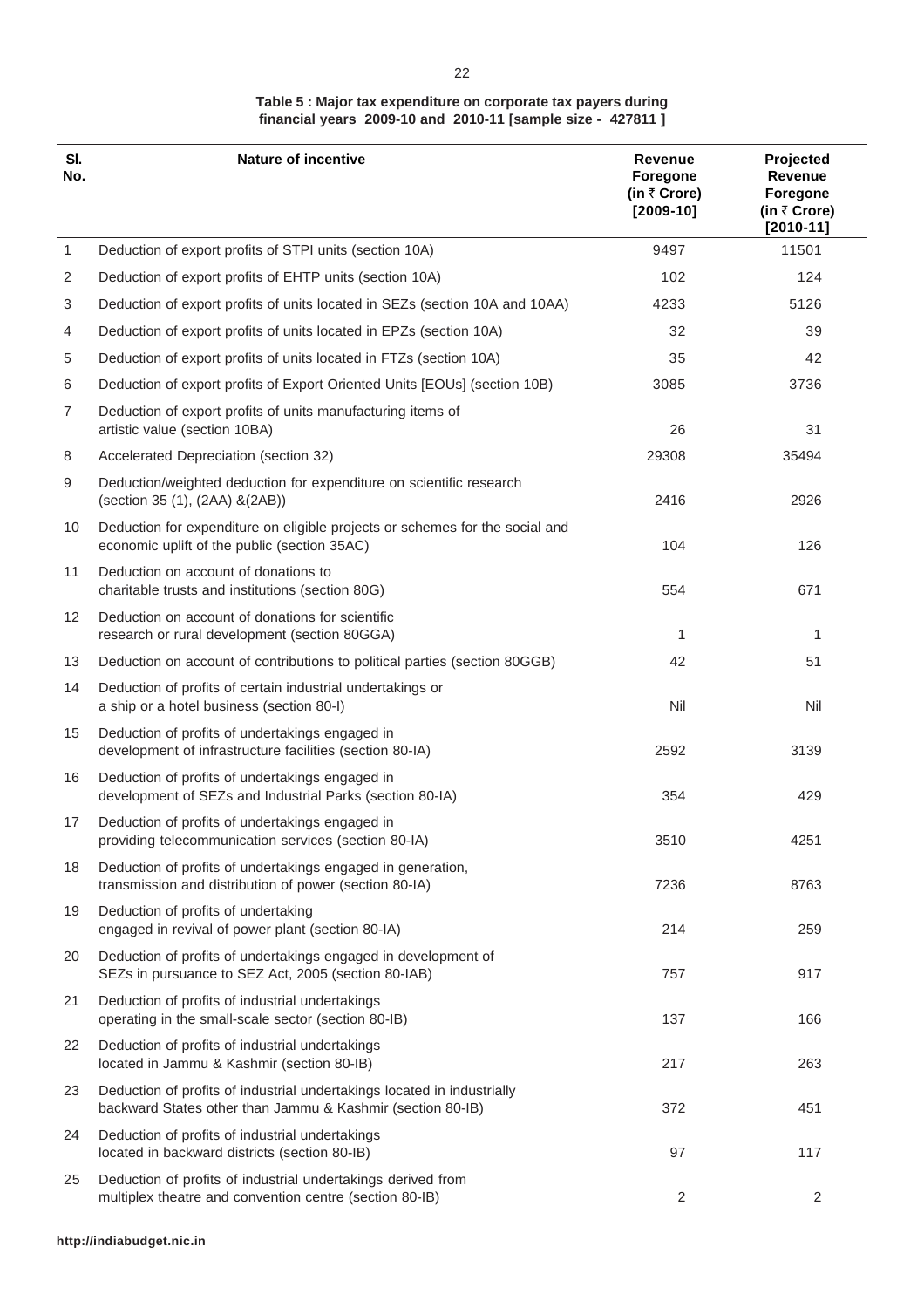**Table 5 : Major tax expenditure on corporate tax payers during financial years 2009-10 and 2010-11 [sample size - 427811 ]**

| Sl. No. | Nature of incentive | Revenue Foregone (in ₹ Crore) [2009-10] | Projected Revenue Foregone (in ₹ Crore) [2010-11] |
|---|---|---|---|
| 1 | Deduction of export profits of STPI units (section 10A) | 9497 | 11501 |
| 2 | Deduction of export profits of EHTP units (section 10A) | 102 | 124 |
| 3 | Deduction of export profits of units located in SEZs (section 10A and 10AA) | 4233 | 5126 |
| 4 | Deduction of export profits of units located in EPZs (section 10A) | 32 | 39 |
| 5 | Deduction of export profits of units located in FTZs (section 10A) | 35 | 42 |
| 6 | Deduction of export profits of Export Oriented Units [EOUs] (section 10B) | 3085 | 3736 |
| 7 | Deduction of export profits of units manufacturing items of artistic value (section 10BA) | 26 | 31 |
| 8 | Accelerated Depreciation (section 32) | 29308 | 35494 |
| 9 | Deduction/weighted deduction for expenditure on scientific research (section 35 (1), (2AA) &(2AB)) | 2416 | 2926 |
| 10 | Deduction for expenditure on eligible projects or schemes for the social and economic uplift of the public (section 35AC) | 104 | 126 |
| 11 | Deduction on account of donations to charitable trusts and institutions (section 80G) | 554 | 671 |
| 12 | Deduction on account of donations for scientific research or rural development (section 80GGA) | 1 | 1 |
| 13 | Deduction on account of contributions to political parties (section 80GGB) | 42 | 51 |
| 14 | Deduction of profits of certain industrial undertakings or a ship or a hotel business (section 80-I) | Nil | Nil |
| 15 | Deduction of profits of undertakings engaged in development of infrastructure facilities (section 80-IA) | 2592 | 3139 |
| 16 | Deduction of profits of undertakings engaged in development of SEZs and Industrial Parks (section 80-IA) | 354 | 429 |
| 17 | Deduction of profits of undertakings engaged in providing telecommunication services (section 80-IA) | 3510 | 4251 |
| 18 | Deduction of profits of undertakings engaged in generation, transmission and distribution of power (section 80-IA) | 7236 | 8763 |
| 19 | Deduction of profits of undertaking engaged in revival of power plant (section 80-IA) | 214 | 259 |
| 20 | Deduction of profits of undertakings engaged in development of SEZs in pursuance to SEZ Act, 2005 (section 80-IAB) | 757 | 917 |
| 21 | Deduction of profits of industrial undertakings operating in the small-scale sector (section 80-IB) | 137 | 166 |
| 22 | Deduction of profits of industrial undertakings located in Jammu & Kashmir (section 80-IB) | 217 | 263 |
| 23 | Deduction of profits of industrial undertakings located in industrially backward States other than Jammu & Kashmir (section 80-IB) | 372 | 451 |
| 24 | Deduction of profits of industrial undertakings located in backward districts (section 80-IB) | 97 | 117 |
| 25 | Deduction of profits of industrial undertakings derived from multiplex theatre and convention centre (section 80-IB) | 2 | 2 |

http://indiabudget.nic.in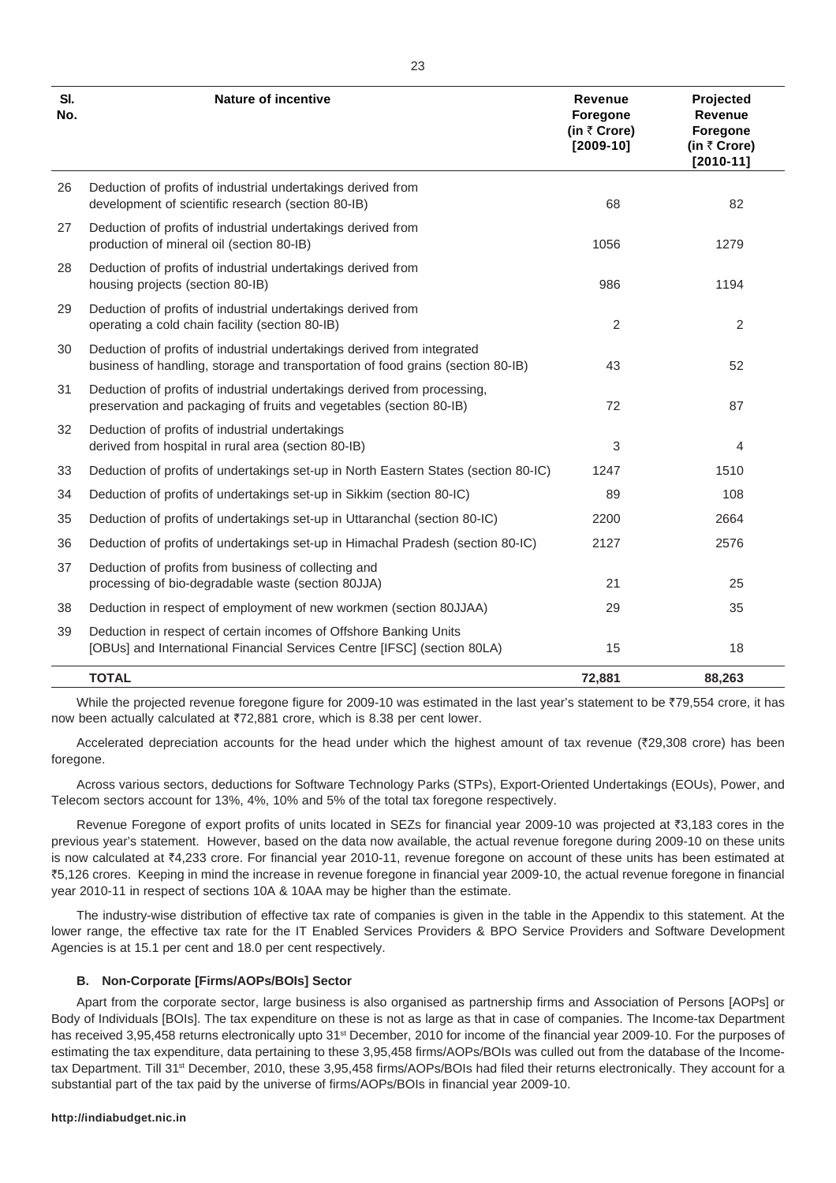| Sl. No. | Nature of incentive | Revenue Foregone (in ₹ Crore) [2009-10] | Projected Revenue Foregone (in ₹ Crore) [2010-11] |
|---|---|---|---|
| 26 | Deduction of profits of industrial undertakings derived from development of scientific research (section 80-IB) | 68 | 82 |
| 27 | Deduction of profits of industrial undertakings derived from production of mineral oil (section 80-IB) | 1056 | 1279 |
| 28 | Deduction of profits of industrial undertakings derived from housing projects (section 80-IB) | 986 | 1194 |
| 29 | Deduction of profits of industrial undertakings derived from operating a cold chain facility (section 80-IB) | 2 | 2 |
| 30 | Deduction of profits of industrial undertakings derived from integrated business of handling, storage and transportation of food grains (section 80-IB) | 43 | 52 |
| 31 | Deduction of profits of industrial undertakings derived from processing, preservation and packaging of fruits and vegetables (section 80-IB) | 72 | 87 |
| 32 | Deduction of profits of industrial undertakings derived from hospital in rural area (section 80-IB) | 3 | 4 |
| 33 | Deduction of profits of undertakings set-up in North Eastern States (section 80-IC) | 1247 | 1510 |
| 34 | Deduction of profits of undertakings set-up in Sikkim (section 80-IC) | 89 | 108 |
| 35 | Deduction of profits of undertakings set-up in Uttaranchal (section 80-IC) | 2200 | 2664 |
| 36 | Deduction of profits of undertakings set-up in Himachal Pradesh (section 80-IC) | 2127 | 2576 |
| 37 | Deduction of profits from business of collecting and processing of bio-degradable waste (section 80JJA) | 21 | 25 |
| 38 | Deduction in respect of employment of new workmen (section 80JJAA) | 29 | 35 |
| 39 | Deduction in respect of certain incomes of Offshore Banking Units [OBUs] and International Financial Services Centre [IFSC] (section 80LA) | 15 | 18 |
| | **TOTAL** | **72,881** | **88,263** |

While the projected revenue foregone figure for 2009-10 was estimated in the last year's statement to be ₹79,554 crore, it has now been actually calculated at ₹72,881 crore, which is 8.38 per cent lower.

Accelerated depreciation accounts for the head under which the highest amount of tax revenue (₹29,308 crore) has been foregone.

Across various sectors, deductions for Software Technology Parks (STPs), Export-Oriented Undertakings (EOUs), Power, and Telecom sectors account for 13%, 4%, 10% and 5% of the total tax foregone respectively.

Revenue Foregone of export profits of units located in SEZs for financial year 2009-10 was projected at ₹3,183 cores in the previous year's statement. However, based on the data now available, the actual revenue foregone during 2009-10 on these units is now calculated at ₹4,233 crore. For financial year 2010-11, revenue foregone on account of these units has been estimated at ₹5,126 crores. Keeping in mind the increase in revenue foregone in financial year 2009-10, the actual revenue foregone in financial year 2010-11 in respect of sections 10A & 10AA may be higher than the estimate.

The industry-wise distribution of effective tax rate of companies is given in the table in the Appendix to this statement. At the lower range, the effective tax rate for the IT Enabled Services Providers & BPO Service Providers and Software Development Agencies is at 15.1 per cent and 18.0 per cent respectively.

### B. Non-Corporate [Firms/AOPs/BOIs] Sector

Apart from the corporate sector, large business is also organised as partnership firms and Association of Persons [AOPs] or Body of Individuals [BOIs]. The tax expenditure on these is not as large as that in case of companies. The Income-tax Department has received 3,95,458 returns electronically upto 31st December, 2010 for income of the financial year 2009-10. For the purposes of estimating the tax expenditure, data pertaining to these 3,95,458 firms/AOPs/BOIs was culled out from the database of the Income-tax Department. Till 31st December, 2010, these 3,95,458 firms/AOPs/BOIs had filed their returns electronically. They account for a substantial part of the tax paid by the universe of firms/AOPs/BOIs in financial year 2009-10.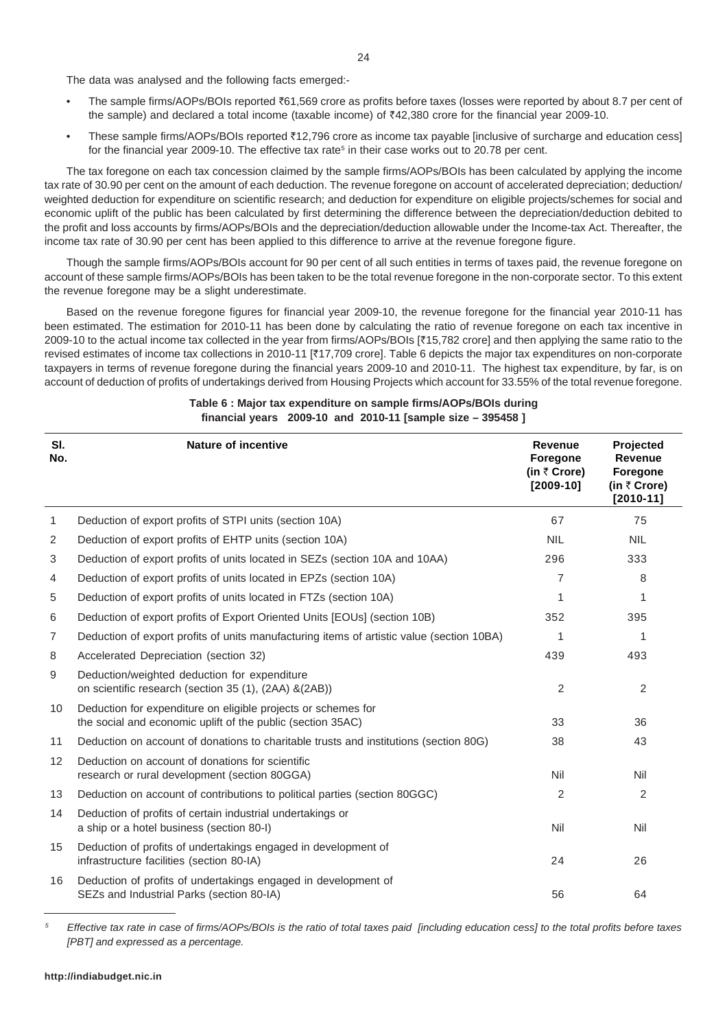The data was analysed and the following facts emerged:-

- The sample firms/AOPs/BOIs reported ₹61,569 crore as profits before taxes (losses were reported by about 8.7 per cent of the sample) and declared a total income (taxable income) of ₹42,380 crore for the financial year 2009-10.
- These sample firms/AOPs/BOIs reported ₹12,796 crore as income tax payable [inclusive of surcharge and education cess] for the financial year 2009-10. The effective tax rate[5] in their case works out to 20.78 per cent.

The tax foregone on each tax concession claimed by the sample firms/AOPs/BOIs has been calculated by applying the income tax rate of 30.90 per cent on the amount of each deduction. The revenue foregone on account of accelerated depreciation; deduction/ weighted deduction for expenditure on scientific research; and deduction for expenditure on eligible projects/schemes for social and economic uplift of the public has been calculated by first determining the difference between the depreciation/deduction debited to the profit and loss accounts by firms/AOPs/BOIs and the depreciation/deduction allowable under the Income-tax Act. Thereafter, the income tax rate of 30.90 per cent has been applied to this difference to arrive at the revenue foregone figure.

Though the sample firms/AOPs/BOIs account for 90 per cent of all such entities in terms of taxes paid, the revenue foregone on account of these sample firms/AOPs/BOIs has been taken to be the total revenue foregone in the non-corporate sector. To this extent the revenue foregone may be a slight underestimate.

Based on the revenue foregone figures for financial year 2009-10, the revenue foregone for the financial year 2010-11 has been estimated. The estimation for 2010-11 has been done by calculating the ratio of revenue foregone on each tax incentive in 2009-10 to the actual income tax collected in the year from firms/AOPs/BOIs [₹15,782 crore] and then applying the same ratio to the revised estimates of income tax collections in 2010-11 [₹17,709 crore]. Table 6 depicts the major tax expenditures on non-corporate taxpayers in terms of revenue foregone during the financial years 2009-10 and 2010-11. The highest tax expenditure, by far, is on account of deduction of profits of undertakings derived from Housing Projects which account for 33.55% of the total revenue foregone.

**Table 6 : Major tax expenditure on sample firms/AOPs/BOIs during financial years 2009-10 and 2010-11 [sample size – 395458 ]**

| Sl. No. | Nature of incentive | Revenue Foregone (in ₹ Crore) [2009-10] | Projected Revenue Foregone (in ₹ Crore) [2010-11] |
|---|---|---|---|
| 1 | Deduction of export profits of STPI units (section 10A) | 67 | 75 |
| 2 | Deduction of export profits of EHTP units (section 10A) | NIL | NIL |
| 3 | Deduction of export profits of units located in SEZs (section 10A and 10AA) | 296 | 333 |
| 4 | Deduction of export profits of units located in EPZs (section 10A) | 7 | 8 |
| 5 | Deduction of export profits of units located in FTZs (section 10A) | 1 | 1 |
| 6 | Deduction of export profits of Export Oriented Units [EOUs] (section 10B) | 352 | 395 |
| 7 | Deduction of export profits of units manufacturing items of artistic value (section 10BA) | 1 | 1 |
| 8 | Accelerated Depreciation (section 32) | 439 | 493 |
| 9 | Deduction/weighted deduction for expenditure on scientific research (section 35 (1), (2AA) &(2AB)) | 2 | 2 |
| 10 | Deduction for expenditure on eligible projects or schemes for the social and economic uplift of the public (section 35AC) | 33 | 36 |
| 11 | Deduction on account of donations to charitable trusts and institutions (section 80G) | 38 | 43 |
| 12 | Deduction on account of donations for scientific research or rural development (section 80GGA) | Nil | Nil |
| 13 | Deduction on account of contributions to political parties (section 80GGC) | 2 | 2 |
| 14 | Deduction of profits of certain industrial undertakings or a ship or a hotel business (section 80-I) | Nil | Nil |
| 15 | Deduction of profits of undertakings engaged in development of infrastructure facilities (section 80-IA) | 24 | 26 |
| 16 | Deduction of profits of undertakings engaged in development of SEZs and Industrial Parks (section 80-IA) | 56 | 64 |

[5] *Effective tax rate in case of firms/AOPs/BOIs is the ratio of total taxes paid [including education cess] to the total profits before taxes [PBT] and expressed as a percentage.*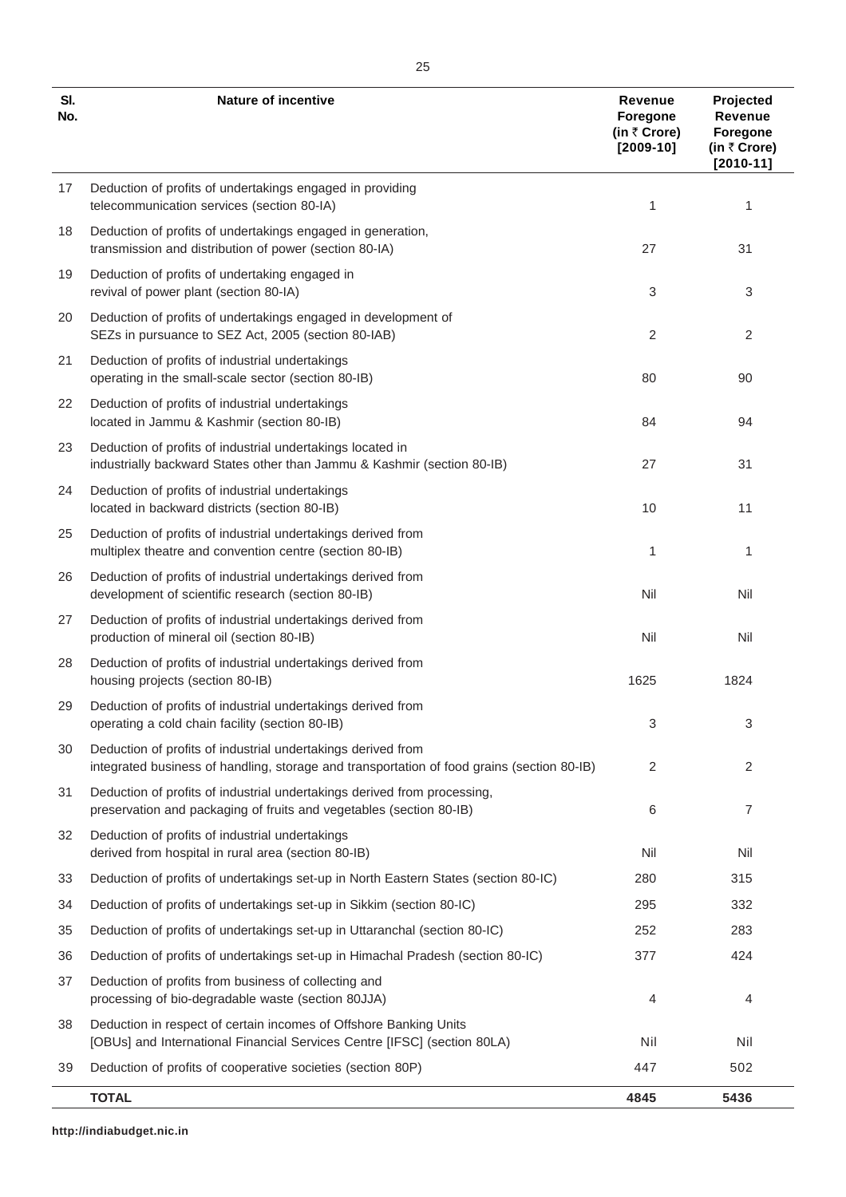| Sl. No. | Nature of incentive | Revenue Foregone (in ₹ Crore) [2009-10] | Projected Revenue Foregone (in ₹ Crore) [2010-11] |
|---|---|---|---|
| 17 | Deduction of profits of undertakings engaged in providing telecommunication services (section 80-IA) | 1 | 1 |
| 18 | Deduction of profits of undertakings engaged in generation, transmission and distribution of power (section 80-IA) | 27 | 31 |
| 19 | Deduction of profits of undertaking engaged in revival of power plant (section 80-IA) | 3 | 3 |
| 20 | Deduction of profits of undertakings engaged in development of SEZs in pursuance to SEZ Act, 2005 (section 80-IAB) | 2 | 2 |
| 21 | Deduction of profits of industrial undertakings operating in the small-scale sector (section 80-IB) | 80 | 90 |
| 22 | Deduction of profits of industrial undertakings located in Jammu & Kashmir (section 80-IB) | 84 | 94 |
| 23 | Deduction of profits of industrial undertakings located in industrially backward States other than Jammu & Kashmir (section 80-IB) | 27 | 31 |
| 24 | Deduction of profits of industrial undertakings located in backward districts (section 80-IB) | 10 | 11 |
| 25 | Deduction of profits of industrial undertakings derived from multiplex theatre and convention centre (section 80-IB) | 1 | 1 |
| 26 | Deduction of profits of industrial undertakings derived from development of scientific research (section 80-IB) | Nil | Nil |
| 27 | Deduction of profits of industrial undertakings derived from production of mineral oil (section 80-IB) | Nil | Nil |
| 28 | Deduction of profits of industrial undertakings derived from housing projects (section 80-IB) | 1625 | 1824 |
| 29 | Deduction of profits of industrial undertakings derived from operating a cold chain facility (section 80-IB) | 3 | 3 |
| 30 | Deduction of profits of industrial undertakings derived from integrated business of handling, storage and transportation of food grains (section 80-IB) | 2 | 2 |
| 31 | Deduction of profits of industrial undertakings derived from processing, preservation and packaging of fruits and vegetables (section 80-IB) | 6 | 7 |
| 32 | Deduction of profits of industrial undertakings derived from hospital in rural area (section 80-IB) | Nil | Nil |
| 33 | Deduction of profits of undertakings set-up in North Eastern States (section 80-IC) | 280 | 315 |
| 34 | Deduction of profits of undertakings set-up in Sikkim (section 80-IC) | 295 | 332 |
| 35 | Deduction of profits of undertakings set-up in Uttaranchal (section 80-IC) | 252 | 283 |
| 36 | Deduction of profits of undertakings set-up in Himachal Pradesh (section 80-IC) | 377 | 424 |
| 37 | Deduction of profits from business of collecting and processing of bio-degradable waste (section 80JJA) | 4 | 4 |
| 38 | Deduction in respect of certain incomes of Offshore Banking Units [OBUs] and International Financial Services Centre [IFSC] (section 80LA) | Nil | Nil |
| 39 | Deduction of profits of cooperative societies (section 80P) | 447 | 502 |
| | **TOTAL** | **4845** | **5436** |

**http://indiabudget.nic.in**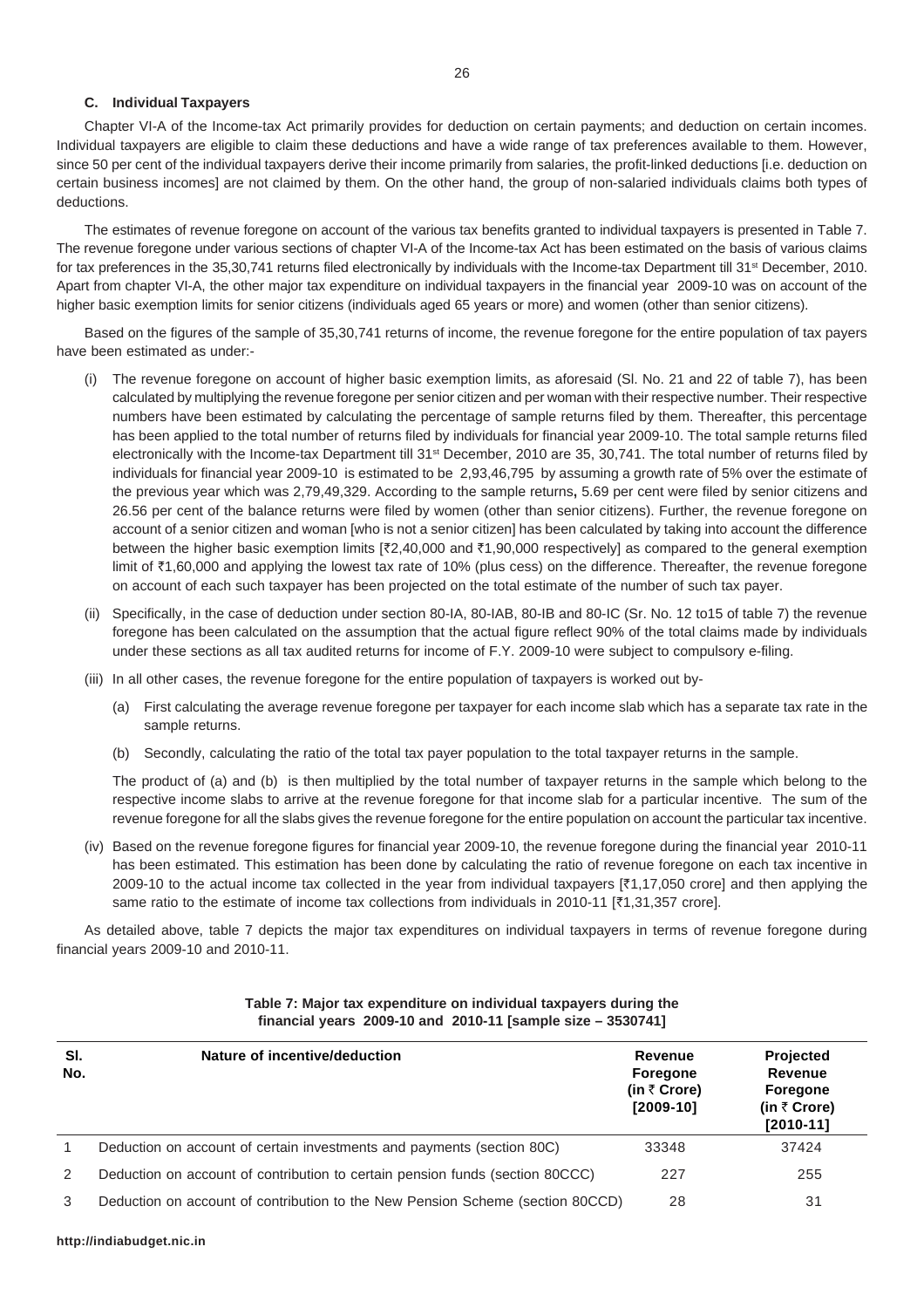### C. Individual Taxpayers

Chapter VI-A of the Income-tax Act primarily provides for deduction on certain payments; and deduction on certain incomes. Individual taxpayers are eligible to claim these deductions and have a wide range of tax preferences available to them. However, since 50 per cent of the individual taxpayers derive their income primarily from salaries, the profit-linked deductions [i.e. deduction on certain business incomes] are not claimed by them. On the other hand, the group of non-salaried individuals claims both types of deductions.

The estimates of revenue foregone on account of the various tax benefits granted to individual taxpayers is presented in Table 7. The revenue foregone under various sections of chapter VI-A of the Income-tax Act has been estimated on the basis of various claims for tax preferences in the 35,30,741 returns filed electronically by individuals with the Income-tax Department till 31st December, 2010. Apart from chapter VI-A, the other major tax expenditure on individual taxpayers in the financial year 2009-10 was on account of the higher basic exemption limits for senior citizens (individuals aged 65 years or more) and women (other than senior citizens).

Based on the figures of the sample of 35,30,741 returns of income, the revenue foregone for the entire population of tax payers have been estimated as under:-

(i) The revenue foregone on account of higher basic exemption limits, as aforesaid (Sl. No. 21 and 22 of table 7), has been calculated by multiplying the revenue foregone per senior citizen and per woman with their respective number. Their respective numbers have been estimated by calculating the percentage of sample returns filed by them. Thereafter, this percentage has been applied to the total number of returns filed by individuals for financial year 2009-10. The total sample returns filed electronically with the Income-tax Department till 31st December, 2010 are 35, 30,741. The total number of returns filed by individuals for financial year 2009-10 is estimated to be 2,93,46,795 by assuming a growth rate of 5% over the estimate of the previous year which was 2,79,49,329. According to the sample returns**,** 5.69 per cent were filed by senior citizens and 26.56 per cent of the balance returns were filed by women (other than senior citizens). Further, the revenue foregone on account of a senior citizen and woman [who is not a senior citizen] has been calculated by taking into account the difference between the higher basic exemption limits [₹2,40,000 and ₹1,90,000 respectively] as compared to the general exemption limit of ₹1,60,000 and applying the lowest tax rate of 10% (plus cess) on the difference. Thereafter, the revenue foregone on account of each such taxpayer has been projected on the total estimate of the number of such tax payer.

(ii) Specifically, in the case of deduction under section 80-IA, 80-IAB, 80-IB and 80-IC (Sr. No. 12 to15 of table 7) the revenue foregone has been calculated on the assumption that the actual figure reflect 90% of the total claims made by individuals under these sections as all tax audited returns for income of F.Y. 2009-10 were subject to compulsory e-filing.

(iii) In all other cases, the revenue foregone for the entire population of taxpayers is worked out by-

(a) First calculating the average revenue foregone per taxpayer for each income slab which has a separate tax rate in the sample returns.

(b) Secondly, calculating the ratio of the total tax payer population to the total taxpayer returns in the sample.

The product of (a) and (b) is then multiplied by the total number of taxpayer returns in the sample which belong to the respective income slabs to arrive at the revenue foregone for that income slab for a particular incentive. The sum of the revenue foregone for all the slabs gives the revenue foregone for the entire population on account the particular tax incentive.

(iv) Based on the revenue foregone figures for financial year 2009-10, the revenue foregone during the financial year 2010-11 has been estimated. This estimation has been done by calculating the ratio of revenue foregone on each tax incentive in 2009-10 to the actual income tax collected in the year from individual taxpayers [₹1,17,050 crore] and then applying the same ratio to the estimate of income tax collections from individuals in 2010-11 [₹1,31,357 crore].

As detailed above, table 7 depicts the major tax expenditures on individual taxpayers in terms of revenue foregone during financial years 2009-10 and 2010-11.

**Table 7: Major tax expenditure on individual taxpayers during the financial years 2009-10 and 2010-11 [sample size – 3530741]**

| Sl. No. | Nature of incentive/deduction | Revenue Foregone (in ₹ Crore) [2009-10] | Projected Revenue Foregone (in ₹ Crore) [2010-11] |
|---|---|---|---|
| 1 | Deduction on account of certain investments and payments (section 80C) | 33348 | 37424 |
| 2 | Deduction on account of contribution to certain pension funds (section 80CCC) | 227 | 255 |
| 3 | Deduction on account of contribution to the New Pension Scheme (section 80CCD) | 28 | 31 |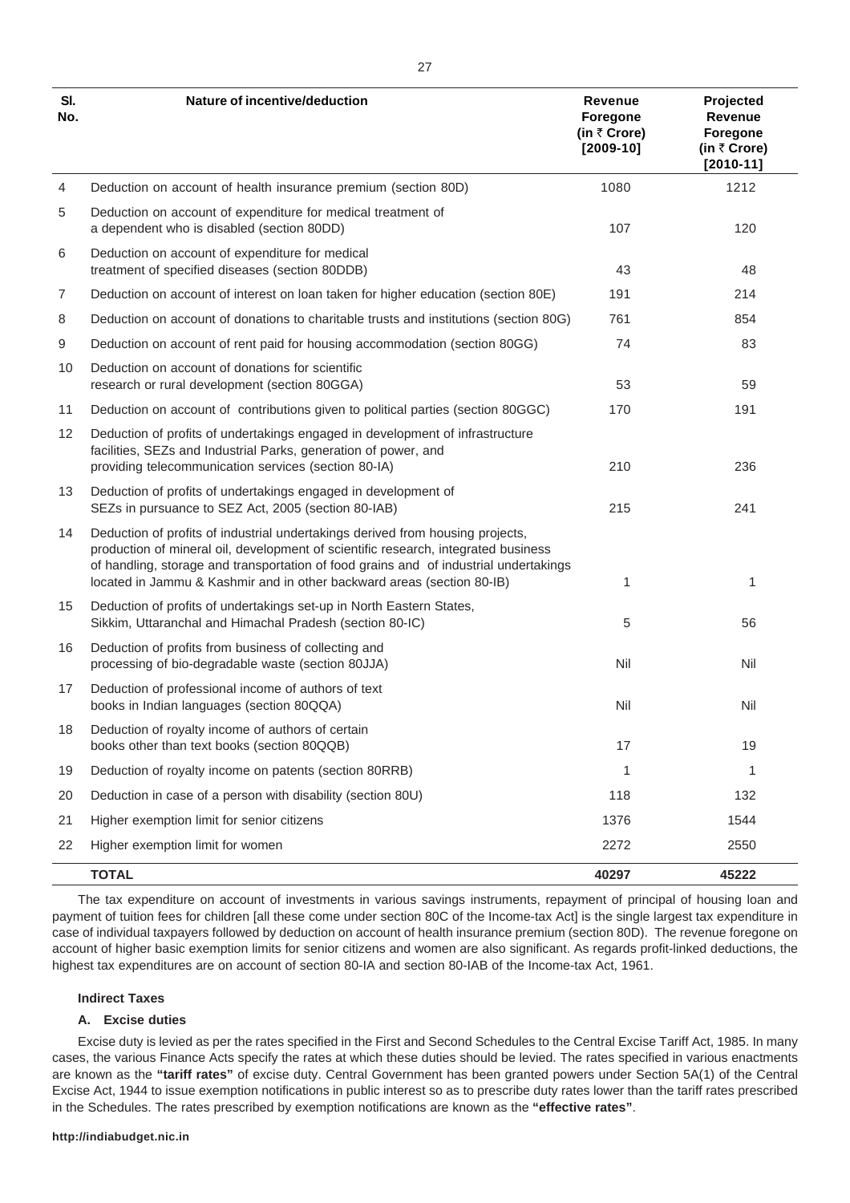| Sl. No. | Nature of incentive/deduction | Revenue Foregone (in ₹ Crore) [2009-10] | Projected Revenue Foregone (in ₹ Crore) [2010-11] |
|---|---|---|---|
| 4 | Deduction on account of health insurance premium (section 80D) | 1080 | 1212 |
| 5 | Deduction on account of expenditure for medical treatment of a dependent who is disabled (section 80DD) | 107 | 120 |
| 6 | Deduction on account of expenditure for medical treatment of specified diseases (section 80DDB) | 43 | 48 |
| 7 | Deduction on account of interest on loan taken for higher education (section 80E) | 191 | 214 |
| 8 | Deduction on account of donations to charitable trusts and institutions (section 80G) | 761 | 854 |
| 9 | Deduction on account of rent paid for housing accommodation (section 80GG) | 74 | 83 |
| 10 | Deduction on account of donations for scientific research or rural development (section 80GGA) | 53 | 59 |
| 11 | Deduction on account of contributions given to political parties (section 80GGC) | 170 | 191 |
| 12 | Deduction of profits of undertakings engaged in development of infrastructure facilities, SEZs and Industrial Parks, generation of power, and providing telecommunication services (section 80-IA) | 210 | 236 |
| 13 | Deduction of profits of undertakings engaged in development of SEZs in pursuance to SEZ Act, 2005 (section 80-IAB) | 215 | 241 |
| 14 | Deduction of profits of industrial undertakings derived from housing projects, production of mineral oil, development of scientific research, integrated business of handling, storage and transportation of food grains and of industrial undertakings located in Jammu & Kashmir and in other backward areas (section 80-IB) | 1 | 1 |
| 15 | Deduction of profits of undertakings set-up in North Eastern States, Sikkim, Uttaranchal and Himachal Pradesh (section 80-IC) | 5 | 56 |
| 16 | Deduction of profits from business of collecting and processing of bio-degradable waste (section 80JJA) | Nil | Nil |
| 17 | Deduction of professional income of authors of text books in Indian languages (section 80QQA) | Nil | Nil |
| 18 | Deduction of royalty income of authors of certain books other than text books (section 80QQB) | 17 | 19 |
| 19 | Deduction of royalty income on patents (section 80RRB) | 1 | 1 |
| 20 | Deduction in case of a person with disability (section 80U) | 118 | 132 |
| 21 | Higher exemption limit for senior citizens | 1376 | 1544 |
| 22 | Higher exemption limit for women | 2272 | 2550 |
| | **TOTAL** | **40297** | **45222** |

The tax expenditure on account of investments in various savings instruments, repayment of principal of housing loan and payment of tuition fees for children [all these come under section 80C of the Income-tax Act] is the single largest tax expenditure in case of individual taxpayers followed by deduction on account of health insurance premium (section 80D). The revenue foregone on account of higher basic exemption limits for senior citizens and women are also significant. As regards profit-linked deductions, the highest tax expenditures are on account of section 80-IA and section 80-IAB of the Income-tax Act, 1961.

### Indirect Taxes

#### A. Excise duties

Excise duty is levied as per the rates specified in the First and Second Schedules to the Central Excise Tariff Act, 1985. In many cases, the various Finance Acts specify the rates at which these duties should be levied. The rates specified in various enactments are known as the **"tariff rates"** of excise duty. Central Government has been granted powers under Section 5A(1) of the Central Excise Act, 1944 to issue exemption notifications in public interest so as to prescribe duty rates lower than the tariff rates prescribed in the Schedules. The rates prescribed by exemption notifications are known as the **"effective rates"**.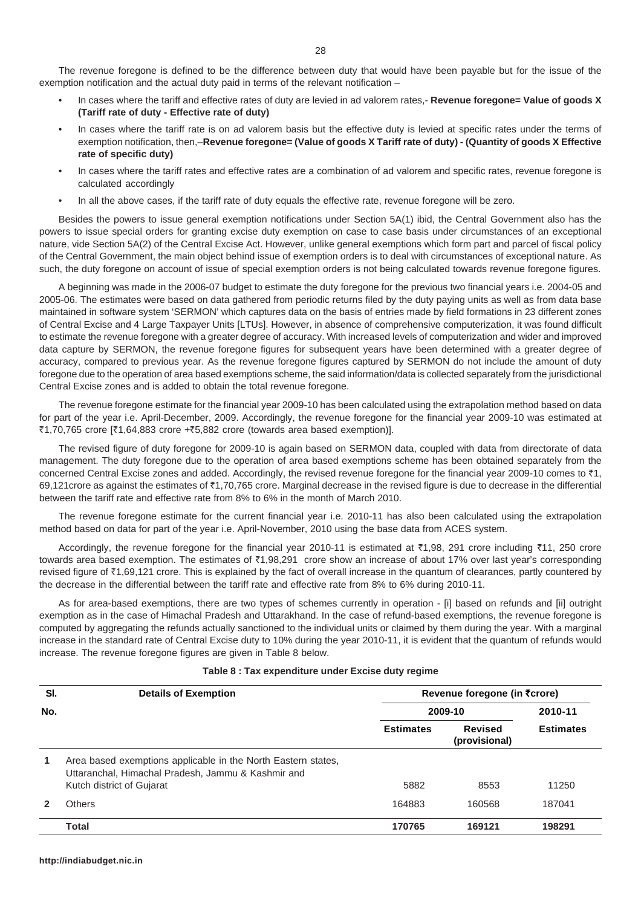The revenue foregone is defined to be the difference between duty that would have been payable but for the issue of the exemption notification and the actual duty paid in terms of the relevant notification –

- In cases where the tariff and effective rates of duty are levied in ad valorem rates,- **Revenue foregone= Value of goods X (Tariff rate of duty - Effective rate of duty)**
- In cases where the tariff rate is on ad valorem basis but the effective duty is levied at specific rates under the terms of exemption notification, then,–**Revenue foregone= (Value of goods X Tariff rate of duty) - (Quantity of goods X Effective rate of specific duty)**
- In cases where the tariff rates and effective rates are a combination of ad valorem and specific rates, revenue foregone is calculated accordingly
- In all the above cases, if the tariff rate of duty equals the effective rate, revenue foregone will be zero.

Besides the powers to issue general exemption notifications under Section 5A(1) ibid, the Central Government also has the powers to issue special orders for granting excise duty exemption on case to case basis under circumstances of an exceptional nature, vide Section 5A(2) of the Central Excise Act. However, unlike general exemptions which form part and parcel of fiscal policy of the Central Government, the main object behind issue of exemption orders is to deal with circumstances of exceptional nature. As such, the duty foregone on account of issue of special exemption orders is not being calculated towards revenue foregone figures.

A beginning was made in the 2006-07 budget to estimate the duty foregone for the previous two financial years i.e. 2004-05 and 2005-06. The estimates were based on data gathered from periodic returns filed by the duty paying units as well as from data base maintained in software system 'SERMON' which captures data on the basis of entries made by field formations in 23 different zones of Central Excise and 4 Large Taxpayer Units [LTUs]. However, in absence of comprehensive computerization, it was found difficult to estimate the revenue foregone with a greater degree of accuracy. With increased levels of computerization and wider and improved data capture by SERMON, the revenue foregone figures for subsequent years have been determined with a greater degree of accuracy, compared to previous year. As the revenue foregone figures captured by SERMON do not include the amount of duty foregone due to the operation of area based exemptions scheme, the said information/data is collected separately from the jurisdictional Central Excise zones and is added to obtain the total revenue foregone.

The revenue foregone estimate for the financial year 2009-10 has been calculated using the extrapolation method based on data for part of the year i.e. April-December, 2009. Accordingly, the revenue foregone for the financial year 2009-10 was estimated at ₹1,70,765 crore [₹1,64,883 crore +₹5,882 crore (towards area based exemption)].

The revised figure of duty foregone for 2009-10 is again based on SERMON data, coupled with data from directorate of data management. The duty foregone due to the operation of area based exemptions scheme has been obtained separately from the concerned Central Excise zones and added. Accordingly, the revised revenue foregone for the financial year 2009-10 comes to ₹1, 69,121crore as against the estimates of ₹1,70,765 crore. Marginal decrease in the revised figure is due to decrease in the differential between the tariff rate and effective rate from 8% to 6% in the month of March 2010.

The revenue foregone estimate for the current financial year i.e. 2010-11 has also been calculated using the extrapolation method based on data for part of the year i.e. April-November, 2010 using the base data from ACES system.

Accordingly, the revenue foregone for the financial year 2010-11 is estimated at ₹1,98, 291 crore including ₹11, 250 crore towards area based exemption. The estimates of ₹1,98,291 crore show an increase of about 17% over last year's corresponding revised figure of ₹1,69,121 crore. This is explained by the fact of overall increase in the quantum of clearances, partly countered by the decrease in the differential between the tariff rate and effective rate from 8% to 6% during 2010-11.

As for area-based exemptions, there are two types of schemes currently in operation - [i] based on refunds and [ii] outright exemption as in the case of Himachal Pradesh and Uttarakhand. In the case of refund-based exemptions, the revenue foregone is computed by aggregating the refunds actually sanctioned to the individual units or claimed by them during the year. With a marginal increase in the standard rate of Central Excise duty to 10% during the year 2010-11, it is evident that the quantum of refunds would increase. The revenue foregone figures are given in Table 8 below.

**Table 8 : Tax expenditure under Excise duty regime**

| Sl. No. | Details of Exemption | Revenue foregone (in ₹crore) | | |
|---|---|---|---|---|
| | | 2009-10 | | 2010-11 |
| | | Estimates | Revised (provisional) | Estimates |
| 1 | Area based exemptions applicable in the North Eastern states, Uttaranchal, Himachal Pradesh, Jammu & Kashmir and Kutch district of Gujarat | 5882 | 8553 | 11250 |
| 2 | Others | 164883 | 160568 | 187041 |
| | **Total** | **170765** | **169121** | **198291** |

**http://indiabudget.nic.in**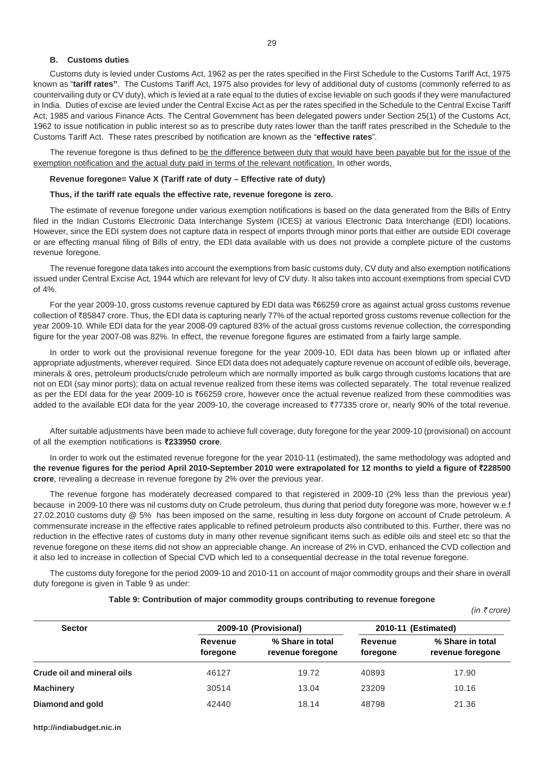### B. Customs duties

Customs duty is levied under Customs Act, 1962 as per the rates specified in the First Schedule to the Customs Tariff Act, 1975 known as "**tariff rates**". The Customs Tariff Act, 1975 also provides for levy of additional duty of customs (commonly referred to as countervailing duty or CV duty), which is levied at a rate equal to the duties of excise leviable on such goods if they were manufactured in India. Duties of excise are levied under the Central Excise Act as per the rates specified in the Schedule to the Central Excise Tariff Act, 1985 and various Finance Acts. The Central Government has been delegated powers under Section 25(1) of the Customs Act, 1962 to issue notification in public interest so as to prescribe duty rates lower than the tariff rates prescribed in the Schedule to the Customs Tariff Act. These rates prescribed by notification are known as the "**effective rates**".

The revenue foregone is thus defined to be the difference between duty that would have been payable but for the issue of the exemption notification and the actual duty paid in terms of the relevant notification. In other words,

**Revenue foregone= Value X (Tariff rate of duty – Effective rate of duty)**

**Thus, if the tariff rate equals the effective rate, revenue foregone is zero.**

The estimate of revenue foregone under various exemption notifications is based on the data generated from the Bills of Entry filed in the Indian Customs Electronic Data Interchange System (ICES) at various Electronic Data Interchange (EDI) locations. However, since the EDI system does not capture data in respect of imports through minor ports that either are outside EDI coverage or are effecting manual filing of Bills of entry, the EDI data available with us does not provide a complete picture of the customs revenue foregone.

The revenue foregone data takes into account the exemptions from basic customs duty, CV duty and also exemption notifications issued under Central Excise Act, 1944 which are relevant for levy of CV duty. It also takes into account exemptions from special CVD of 4%.

For the year 2009-10, gross customs revenue captured by EDI data was ₹66259 crore as against actual gross customs revenue collection of ₹85847 crore. Thus, the EDI data is capturing nearly 77% of the actual reported gross customs revenue collection for the year 2009-10. While EDI data for the year 2008-09 captured 83% of the actual gross customs revenue collection, the corresponding figure for the year 2007-08 was 82%. In effect, the revenue foregone figures are estimated from a fairly large sample.

In order to work out the provisional revenue foregone for the year 2009-10, EDI data has been blown up or inflated after appropriate adjustments, wherever required. Since EDI data does not adequately capture revenue on account of edible oils, beverage, minerals & ores, petroleum products/crude petroleum which are normally imported as bulk cargo through customs locations that are not on EDI (say minor ports); data on actual revenue realized from these items was collected separately. The total revenue realized as per the EDI data for the year 2009-10 is ₹66259 crore, however once the actual revenue realized from these commodities was added to the available EDI data for the year 2009-10, the coverage increased to ₹77335 crore or, nearly 90% of the total revenue.

After suitable adjustments have been made to achieve full coverage, duty foregone for the year 2009-10 (provisional) on account of all the exemption notifications is **₹233950 crore**.

In order to work out the estimated revenue foregone for the year 2010-11 (estimated), the same methodology was adopted and **the revenue figures for the period April 2010-September 2010 were extrapolated for 12 months to yield a figure of ₹228500 crore**, revealing a decrease in revenue foregone by 2% over the previous year.

The revenue forgone has moderately decreased compared to that registered in 2009-10 (2% less than the previous year) because in 2009-10 there was nil customs duty on Crude petroleum, thus during that period duty foregone was more, however w.e.f 27.02.2010 customs duty @ 5% has been imposed on the same, resulting in less duty forgone on account of Crude petroleum. A commensurate increase in the effective rates applicable to refined petroleum products also contributed to this. Further, there was no reduction in the effective rates of customs duty in many other revenue significant items such as edible oils and steel etc so that the revenue foregone on these items did not show an appreciable change. An increase of 2% in CVD, enhanced the CVD collection and it also led to increase in collection of Special CVD which led to a consequential decrease in the total revenue foregone.

The customs duty foregone for the period 2009-10 and 2010-11 on account of major commodity groups and their share in overall duty foregone is given in Table 9 as under:

**Table 9: Contribution of major commodity groups contributing to revenue foregone**

*(in ₹ crore)*

| Sector | 2009-10 (Provisional) | | 2010-11 (Estimated) | |
|---|---|---|---|---|
| | Revenue foregone | % Share in total revenue foregone | Revenue foregone | % Share in total revenue foregone |
| **Crude oil and mineral oils** | 46127 | 19.72 | 40893 | 17.90 |
| **Machinery** | 30514 | 13.04 | 23209 | 10.16 |
| **Diamond and gold** | 42440 | 18.14 | 48798 | 21.36 |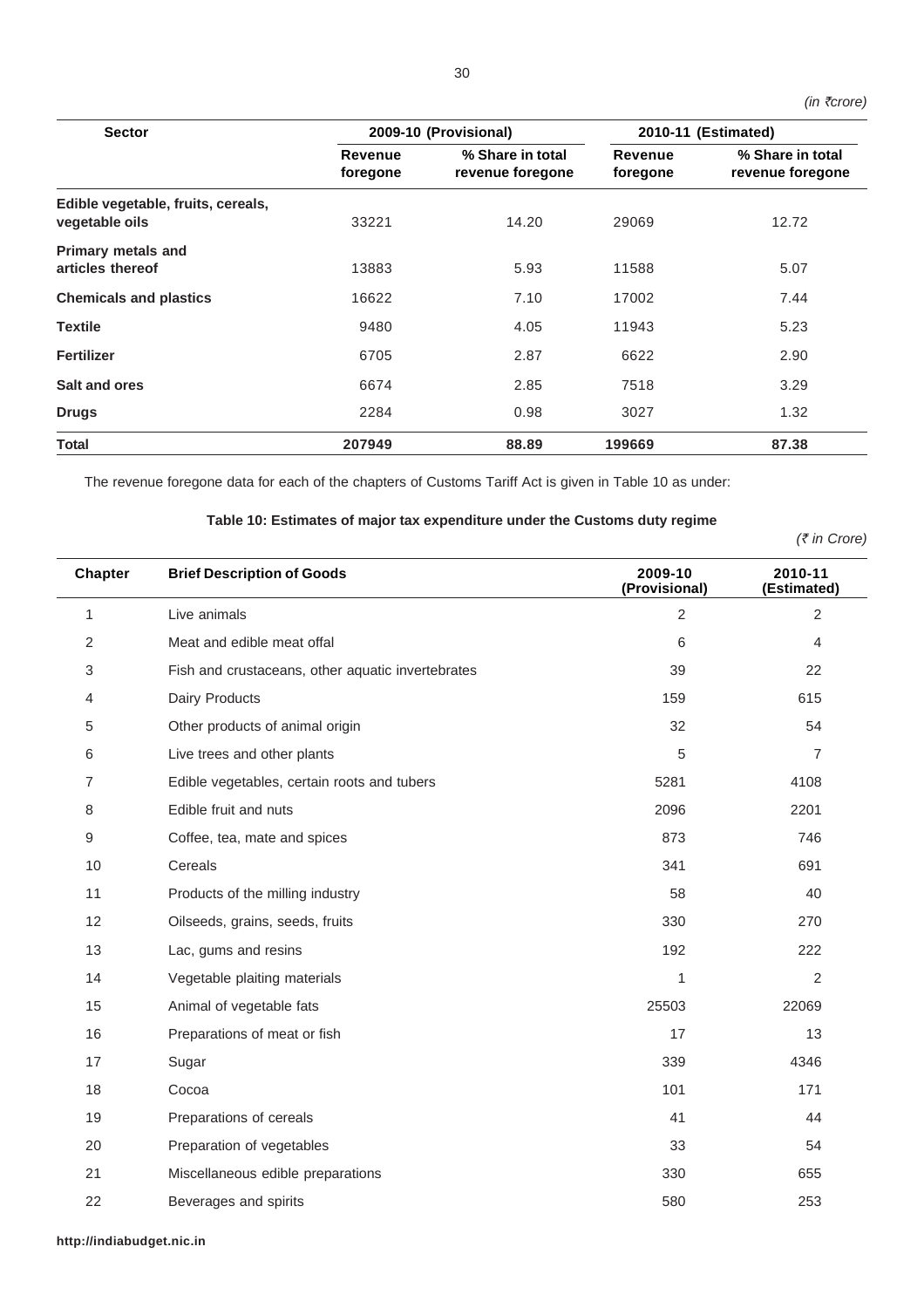*(in ₹crore)*

| Sector | 2009-10 (Provisional) | | 2010-11 (Estimated) | |
|---|---|---|---|---|
| | Revenue foregone | % Share in total revenue foregone | Revenue foregone | % Share in total revenue foregone |
| **Edible vegetable, fruits, cereals, vegetable oils** | 33221 | 14.20 | 29069 | 12.72 |
| **Primary metals and articles thereof** | 13883 | 5.93 | 11588 | 5.07 |
| **Chemicals and plastics** | 16622 | 7.10 | 17002 | 7.44 |
| **Textile** | 9480 | 4.05 | 11943 | 5.23 |
| **Fertilizer** | 6705 | 2.87 | 6622 | 2.90 |
| **Salt and ores** | 6674 | 2.85 | 7518 | 3.29 |
| **Drugs** | 2284 | 0.98 | 3027 | 1.32 |
| **Total** | **207949** | **88.89** | **199669** | **87.38** |

The revenue foregone data for each of the chapters of Customs Tariff Act is given in Table 10 as under:

**Table 10: Estimates of major tax expenditure under the Customs duty regime**

*(₹ in Crore)*

| Chapter | Brief Description of Goods | 2009-10 (Provisional) | 2010-11 (Estimated) |
|---|---|---|---|
| 1 | Live animals | 2 | 2 |
| 2 | Meat and edible meat offal | 6 | 4 |
| 3 | Fish and crustaceans, other aquatic invertebrates | 39 | 22 |
| 4 | Dairy Products | 159 | 615 |
| 5 | Other products of animal origin | 32 | 54 |
| 6 | Live trees and other plants | 5 | 7 |
| 7 | Edible vegetables, certain roots and tubers | 5281 | 4108 |
| 8 | Edible fruit and nuts | 2096 | 2201 |
| 9 | Coffee, tea, mate and spices | 873 | 746 |
| 10 | Cereals | 341 | 691 |
| 11 | Products of the milling industry | 58 | 40 |
| 12 | Oilseeds, grains, seeds, fruits | 330 | 270 |
| 13 | Lac, gums and resins | 192 | 222 |
| 14 | Vegetable plaiting materials | 1 | 2 |
| 15 | Animal of vegetable fats | 25503 | 22069 |
| 16 | Preparations of meat or fish | 17 | 13 |
| 17 | Sugar | 339 | 4346 |
| 18 | Cocoa | 101 | 171 |
| 19 | Preparations of cereals | 41 | 44 |
| 20 | Preparation of vegetables | 33 | 54 |
| 21 | Miscellaneous edible preparations | 330 | 655 |
| 22 | Beverages and spirits | 580 | 253 |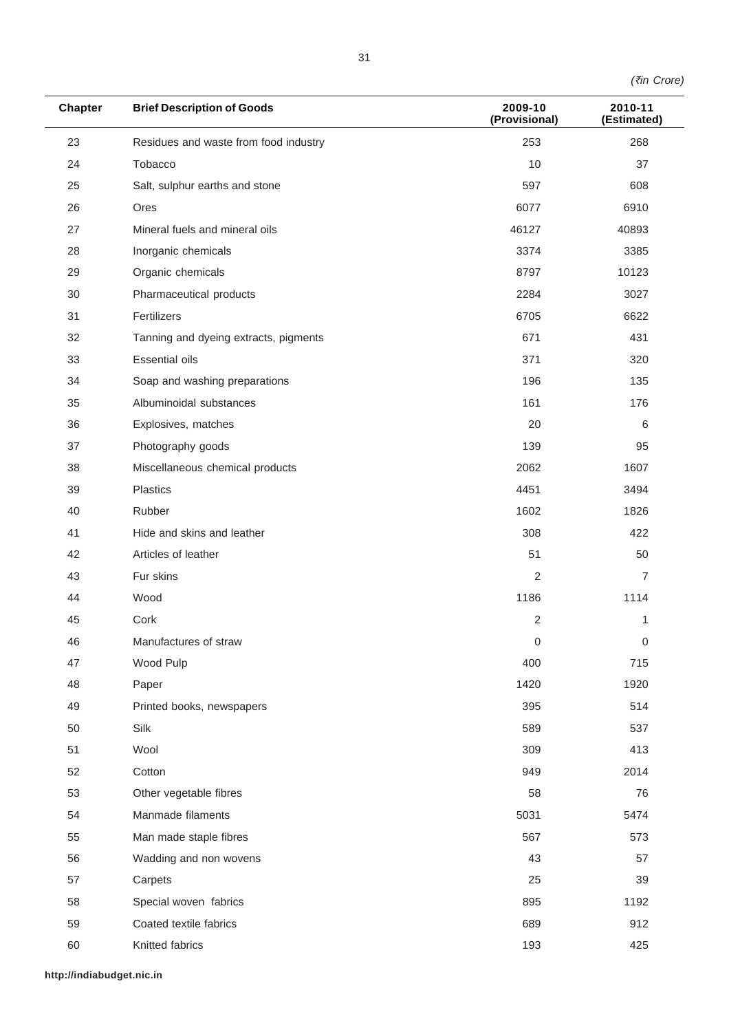(₹in Crore)

| Chapter | Brief Description of Goods | 2009-10 (Provisional) | 2010-11 (Estimated) |
|---|---|---|---|
| 23 | Residues and waste from food industry | 253 | 268 |
| 24 | Tobacco | 10 | 37 |
| 25 | Salt, sulphur earths and stone | 597 | 608 |
| 26 | Ores | 6077 | 6910 |
| 27 | Mineral fuels and mineral oils | 46127 | 40893 |
| 28 | Inorganic chemicals | 3374 | 3385 |
| 29 | Organic chemicals | 8797 | 10123 |
| 30 | Pharmaceutical products | 2284 | 3027 |
| 31 | Fertilizers | 6705 | 6622 |
| 32 | Tanning and dyeing extracts, pigments | 671 | 431 |
| 33 | Essential oils | 371 | 320 |
| 34 | Soap and washing preparations | 196 | 135 |
| 35 | Albuminoidal substances | 161 | 176 |
| 36 | Explosives, matches | 20 | 6 |
| 37 | Photography goods | 139 | 95 |
| 38 | Miscellaneous chemical products | 2062 | 1607 |
| 39 | Plastics | 4451 | 3494 |
| 40 | Rubber | 1602 | 1826 |
| 41 | Hide and skins and leather | 308 | 422 |
| 42 | Articles of leather | 51 | 50 |
| 43 | Fur skins | 2 | 7 |
| 44 | Wood | 1186 | 1114 |
| 45 | Cork | 2 | 1 |
| 46 | Manufactures of straw | 0 | 0 |
| 47 | Wood Pulp | 400 | 715 |
| 48 | Paper | 1420 | 1920 |
| 49 | Printed books, newspapers | 395 | 514 |
| 50 | Silk | 589 | 537 |
| 51 | Wool | 309 | 413 |
| 52 | Cotton | 949 | 2014 |
| 53 | Other vegetable fibres | 58 | 76 |
| 54 | Manmade filaments | 5031 | 5474 |
| 55 | Man made staple fibres | 567 | 573 |
| 56 | Wadding and non wovens | 43 | 57 |
| 57 | Carpets | 25 | 39 |
| 58 | Special woven fabrics | 895 | 1192 |
| 59 | Coated textile fabrics | 689 | 912 |
| 60 | Knitted fabrics | 193 | 425 |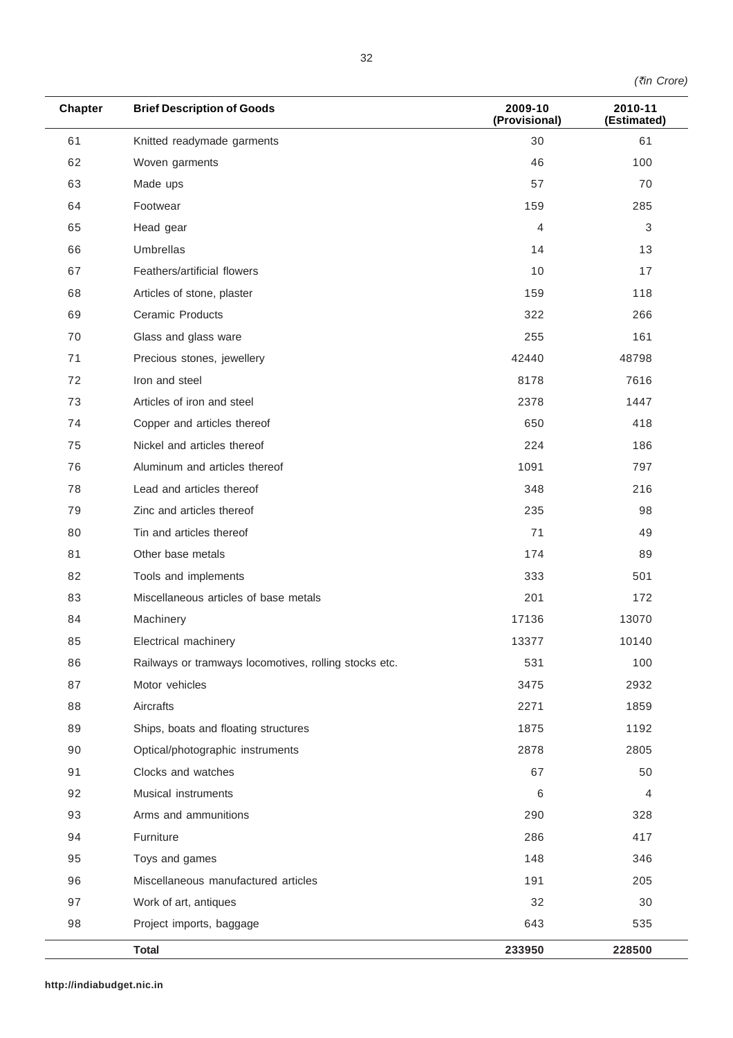*(₹in Crore)*

| Chapter | Brief Description of Goods | 2009-10 (Provisional) | 2010-11 (Estimated) |
|---|---|---|---|
| 61 | Knitted readymade garments | 30 | 61 |
| 62 | Woven garments | 46 | 100 |
| 63 | Made ups | 57 | 70 |
| 64 | Footwear | 159 | 285 |
| 65 | Head gear | 4 | 3 |
| 66 | Umbrellas | 14 | 13 |
| 67 | Feathers/artificial flowers | 10 | 17 |
| 68 | Articles of stone, plaster | 159 | 118 |
| 69 | Ceramic Products | 322 | 266 |
| 70 | Glass and glass ware | 255 | 161 |
| 71 | Precious stones, jewellery | 42440 | 48798 |
| 72 | Iron and steel | 8178 | 7616 |
| 73 | Articles of iron and steel | 2378 | 1447 |
| 74 | Copper and articles thereof | 650 | 418 |
| 75 | Nickel and articles thereof | 224 | 186 |
| 76 | Aluminum and articles thereof | 1091 | 797 |
| 78 | Lead and articles thereof | 348 | 216 |
| 79 | Zinc and articles thereof | 235 | 98 |
| 80 | Tin and articles thereof | 71 | 49 |
| 81 | Other base metals | 174 | 89 |
| 82 | Tools and implements | 333 | 501 |
| 83 | Miscellaneous articles of base metals | 201 | 172 |
| 84 | Machinery | 17136 | 13070 |
| 85 | Electrical machinery | 13377 | 10140 |
| 86 | Railways or tramways locomotives, rolling stocks etc. | 531 | 100 |
| 87 | Motor vehicles | 3475 | 2932 |
| 88 | Aircrafts | 2271 | 1859 |
| 89 | Ships, boats and floating structures | 1875 | 1192 |
| 90 | Optical/photographic instruments | 2878 | 2805 |
| 91 | Clocks and watches | 67 | 50 |
| 92 | Musical instruments | 6 | 4 |
| 93 | Arms and ammunitions | 290 | 328 |
| 94 | Furniture | 286 | 417 |
| 95 | Toys and games | 148 | 346 |
| 96 | Miscellaneous manufactured articles | 191 | 205 |
| 97 | Work of art, antiques | 32 | 30 |
| 98 | Project imports, baggage | 643 | 535 |
| | **Total** | **233950** | **228500** |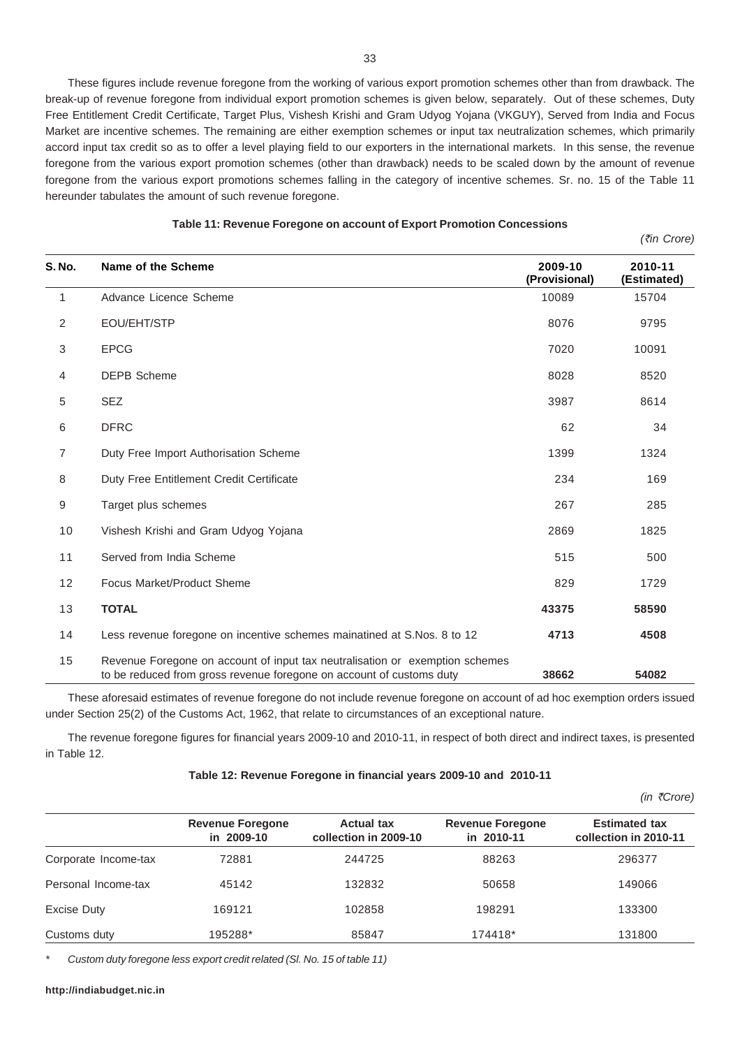These figures include revenue foregone from the working of various export promotion schemes other than from drawback. The break-up of revenue foregone from individual export promotion schemes is given below, separately. Out of these schemes, Duty Free Entitlement Credit Certificate, Target Plus, Vishesh Krishi and Gram Udyog Yojana (VKGUY), Served from India and Focus Market are incentive schemes. The remaining are either exemption schemes or input tax neutralization schemes, which primarily accord input tax credit so as to offer a level playing field to our exporters in the international markets. In this sense, the revenue foregone from the various export promotion schemes (other than drawback) needs to be scaled down by the amount of revenue foregone from the various export promotions schemes falling in the category of incentive schemes. Sr. no. 15 of the Table 11 hereunder tabulates the amount of such revenue foregone.

**Table 11: Revenue Foregone on account of Export Promotion Concessions**

*(₹in Crore)*

| S. No. | Name of the Scheme | 2009-10 (Provisional) | 2010-11 (Estimated) |
|---|---|---|---|
| 1 | Advance Licence Scheme | 10089 | 15704 |
| 2 | EOU/EHT/STP | 8076 | 9795 |
| 3 | EPCG | 7020 | 10091 |
| 4 | DEPB Scheme | 8028 | 8520 |
| 5 | SEZ | 3987 | 8614 |
| 6 | DFRC | 62 | 34 |
| 7 | Duty Free Import Authorisation Scheme | 1399 | 1324 |
| 8 | Duty Free Entitlement Credit Certificate | 234 | 169 |
| 9 | Target plus schemes | 267 | 285 |
| 10 | Vishesh Krishi and Gram Udyog Yojana | 2869 | 1825 |
| 11 | Served from India Scheme | 515 | 500 |
| 12 | Focus Market/Product Sheme | 829 | 1729 |
| 13 | **TOTAL** | **43375** | **58590** |
| 14 | Less revenue foregone on incentive schemes mainatined at S.Nos. 8 to 12 | **4713** | **4508** |
| 15 | Revenue Foregone on account of input tax neutralisation or exemption schemes to be reduced from gross revenue foregone on account of customs duty | **38662** | **54082** |

These aforesaid estimates of revenue foregone do not include revenue foregone on account of ad hoc exemption orders issued under Section 25(2) of the Customs Act, 1962, that relate to circumstances of an exceptional nature.

The revenue foregone figures for financial years 2009-10 and 2010-11, in respect of both direct and indirect taxes, is presented in Table 12.

**Table 12: Revenue Foregone in financial years 2009-10 and 2010-11**

*(in ₹Crore)*

| | Revenue Foregone in 2009-10 | Actual tax collection in 2009-10 | Revenue Foregone in 2010-11 | Estimated tax collection in 2010-11 |
|---|---|---|---|---|
| Corporate Income-tax | 72881 | 244725 | 88263 | 296377 |
| Personal Income-tax | 45142 | 132832 | 50658 | 149066 |
| Excise Duty | 169121 | 102858 | 198291 | 133300 |
| Customs duty | 195288* | 85847 | 174418* | 131800 |

\* *Custom duty foregone less export credit related (Sl. No. 15 of table 11)*

**http://indiabudget.nic.in**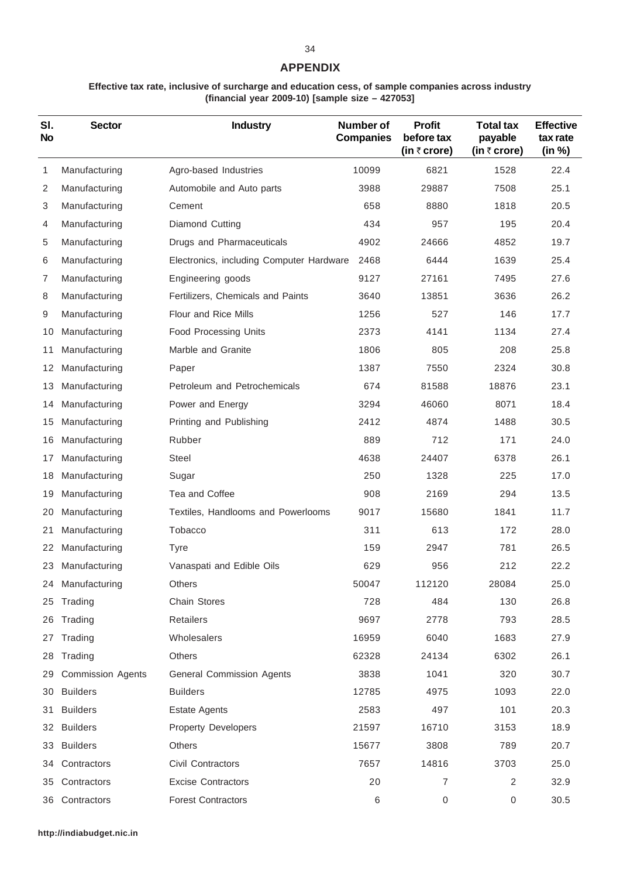## APPENDIX

**Effective tax rate, inclusive of surcharge and education cess, of sample companies across industry (financial year 2009-10) [sample size – 427053]**

| Sl. No | Sector | Industry | Number of Companies | Profit before tax (in ₹ crore) | Total tax payable (in ₹ crore) | Effective tax rate (in %) |
|---|---|---|---|---|---|---|
| 1 | Manufacturing | Agro-based Industries | 10099 | 6821 | 1528 | 22.4 |
| 2 | Manufacturing | Automobile and Auto parts | 3988 | 29887 | 7508 | 25.1 |
| 3 | Manufacturing | Cement | 658 | 8880 | 1818 | 20.5 |
| 4 | Manufacturing | Diamond Cutting | 434 | 957 | 195 | 20.4 |
| 5 | Manufacturing | Drugs and Pharmaceuticals | 4902 | 24666 | 4852 | 19.7 |
| 6 | Manufacturing | Electronics, including Computer Hardware | 2468 | 6444 | 1639 | 25.4 |
| 7 | Manufacturing | Engineering goods | 9127 | 27161 | 7495 | 27.6 |
| 8 | Manufacturing | Fertilizers, Chemicals and Paints | 3640 | 13851 | 3636 | 26.2 |
| 9 | Manufacturing | Flour and Rice Mills | 1256 | 527 | 146 | 17.7 |
| 10 | Manufacturing | Food Processing Units | 2373 | 4141 | 1134 | 27.4 |
| 11 | Manufacturing | Marble and Granite | 1806 | 805 | 208 | 25.8 |
| 12 | Manufacturing | Paper | 1387 | 7550 | 2324 | 30.8 |
| 13 | Manufacturing | Petroleum and Petrochemicals | 674 | 81588 | 18876 | 23.1 |
| 14 | Manufacturing | Power and Energy | 3294 | 46060 | 8071 | 18.4 |
| 15 | Manufacturing | Printing and Publishing | 2412 | 4874 | 1488 | 30.5 |
| 16 | Manufacturing | Rubber | 889 | 712 | 171 | 24.0 |
| 17 | Manufacturing | Steel | 4638 | 24407 | 6378 | 26.1 |
| 18 | Manufacturing | Sugar | 250 | 1328 | 225 | 17.0 |
| 19 | Manufacturing | Tea and Coffee | 908 | 2169 | 294 | 13.5 |
| 20 | Manufacturing | Textiles, Handlooms and Powerlooms | 9017 | 15680 | 1841 | 11.7 |
| 21 | Manufacturing | Tobacco | 311 | 613 | 172 | 28.0 |
| 22 | Manufacturing | Tyre | 159 | 2947 | 781 | 26.5 |
| 23 | Manufacturing | Vanaspati and Edible Oils | 629 | 956 | 212 | 22.2 |
| 24 | Manufacturing | Others | 50047 | 112120 | 28084 | 25.0 |
| 25 | Trading | Chain Stores | 728 | 484 | 130 | 26.8 |
| 26 | Trading | Retailers | 9697 | 2778 | 793 | 28.5 |
| 27 | Trading | Wholesalers | 16959 | 6040 | 1683 | 27.9 |
| 28 | Trading | Others | 62328 | 24134 | 6302 | 26.1 |
| 29 | Commission Agents | General Commission Agents | 3838 | 1041 | 320 | 30.7 |
| 30 | Builders | Builders | 12785 | 4975 | 1093 | 22.0 |
| 31 | Builders | Estate Agents | 2583 | 497 | 101 | 20.3 |
| 32 | Builders | Property Developers | 21597 | 16710 | 3153 | 18.9 |
| 33 | Builders | Others | 15677 | 3808 | 789 | 20.7 |
| 34 | Contractors | Civil Contractors | 7657 | 14816 | 3703 | 25.0 |
| 35 | Contractors | Excise Contractors | 20 | 7 | 2 | 32.9 |
| 36 | Contractors | Forest Contractors | 6 | 0 | 0 | 30.5 |

http://indiabudget.nic.in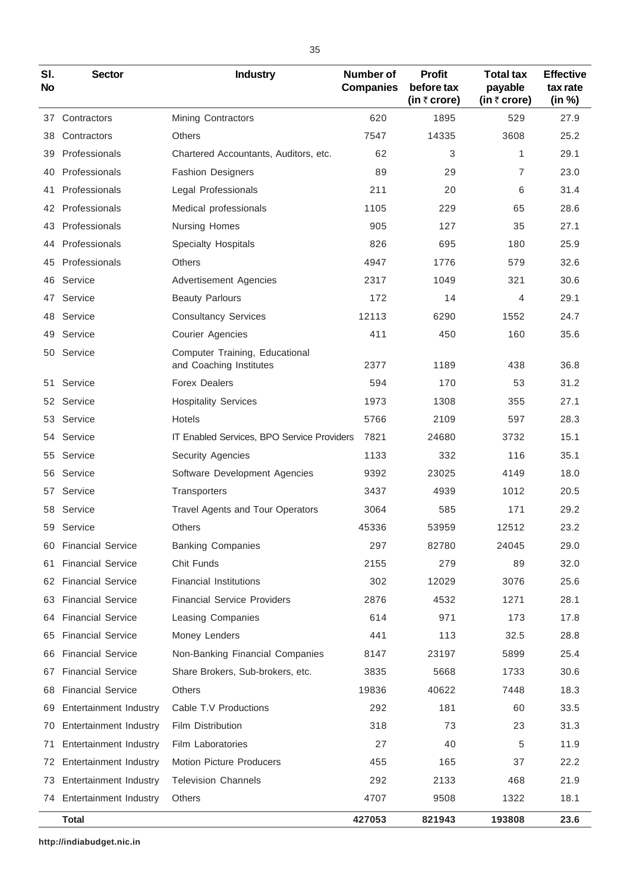| Sl. No | Sector | Industry | Number of Companies | Profit before tax (in ₹ crore) | Total tax payable (in ₹ crore) | Effective tax rate (in %) |
|---|---|---|---|---|---|---|
| 37 | Contractors | Mining Contractors | 620 | 1895 | 529 | 27.9 |
| 38 | Contractors | Others | 7547 | 14335 | 3608 | 25.2 |
| 39 | Professionals | Chartered Accountants, Auditors, etc. | 62 | 3 | 1 | 29.1 |
| 40 | Professionals | Fashion Designers | 89 | 29 | 7 | 23.0 |
| 41 | Professionals | Legal Professionals | 211 | 20 | 6 | 31.4 |
| 42 | Professionals | Medical professionals | 1105 | 229 | 65 | 28.6 |
| 43 | Professionals | Nursing Homes | 905 | 127 | 35 | 27.1 |
| 44 | Professionals | Specialty Hospitals | 826 | 695 | 180 | 25.9 |
| 45 | Professionals | Others | 4947 | 1776 | 579 | 32.6 |
| 46 | Service | Advertisement Agencies | 2317 | 1049 | 321 | 30.6 |
| 47 | Service | Beauty Parlours | 172 | 14 | 4 | 29.1 |
| 48 | Service | Consultancy Services | 12113 | 6290 | 1552 | 24.7 |
| 49 | Service | Courier Agencies | 411 | 450 | 160 | 35.6 |
| 50 | Service | Computer Training, Educational and Coaching Institutes | 2377 | 1189 | 438 | 36.8 |
| 51 | Service | Forex Dealers | 594 | 170 | 53 | 31.2 |
| 52 | Service | Hospitality Services | 1973 | 1308 | 355 | 27.1 |
| 53 | Service | Hotels | 5766 | 2109 | 597 | 28.3 |
| 54 | Service | IT Enabled Services, BPO Service Providers | 7821 | 24680 | 3732 | 15.1 |
| 55 | Service | Security Agencies | 1133 | 332 | 116 | 35.1 |
| 56 | Service | Software Development Agencies | 9392 | 23025 | 4149 | 18.0 |
| 57 | Service | Transporters | 3437 | 4939 | 1012 | 20.5 |
| 58 | Service | Travel Agents and Tour Operators | 3064 | 585 | 171 | 29.2 |
| 59 | Service | Others | 45336 | 53959 | 12512 | 23.2 |
| 60 | Financial Service | Banking Companies | 297 | 82780 | 24045 | 29.0 |
| 61 | Financial Service | Chit Funds | 2155 | 279 | 89 | 32.0 |
| 62 | Financial Service | Financial Institutions | 302 | 12029 | 3076 | 25.6 |
| 63 | Financial Service | Financial Service Providers | 2876 | 4532 | 1271 | 28.1 |
| 64 | Financial Service | Leasing Companies | 614 | 971 | 173 | 17.8 |
| 65 | Financial Service | Money Lenders | 441 | 113 | 32.5 | 28.8 |
| 66 | Financial Service | Non-Banking Financial Companies | 8147 | 23197 | 5899 | 25.4 |
| 67 | Financial Service | Share Brokers, Sub-brokers, etc. | 3835 | 5668 | 1733 | 30.6 |
| 68 | Financial Service | Others | 19836 | 40622 | 7448 | 18.3 |
| 69 | Entertainment Industry | Cable T.V Productions | 292 | 181 | 60 | 33.5 |
| 70 | Entertainment Industry | Film Distribution | 318 | 73 | 23 | 31.3 |
| 71 | Entertainment Industry | Film Laboratories | 27 | 40 | 5 | 11.9 |
| 72 | Entertainment Industry | Motion Picture Producers | 455 | 165 | 37 | 22.2 |
| 73 | Entertainment Industry | Television Channels | 292 | 2133 | 468 | 21.9 |
| 74 | Entertainment Industry | Others | 4707 | 9508 | 1322 | 18.1 |
| | **Total** | | **427053** | **821943** | **193808** | **23.6** |

http://indiabudget.nic.in